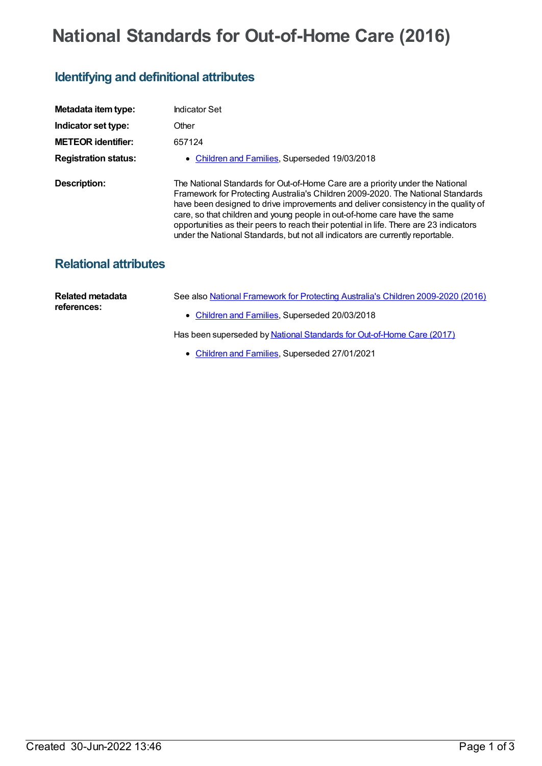# National Standards for Out-of-Home Care (2016)

## Identifying and definitional attributes

| | |
|---|---|
| **Metadata item type:** | Indicator Set |
| **Indicator set type:** | Other |
| **METEOR identifier:** | 657124 |
| **Registration status:** | • Children and Families, Superseded 19/03/2018 |
| **Description:** | The National Standards for Out-of-Home Care are a priority under the National Framework for Protecting Australia's Children 2009-2020. The National Standards have been designed to drive improvements and deliver consistency in the quality of care, so that children and young people in out-of-home care have the same opportunities as their peers to reach their potential in life. There are 23 indicators under the National Standards, but not all indicators are currently reportable. |

## Relational attributes

**Related metadata references:**

See also National Framework for Protecting Australia's Children 2009-2020 (2016)

- Children and Families, Superseded 20/03/2018

Has been superseded by National Standards for Out-of-Home Care (2017)

- Children and Families, Superseded 27/01/2021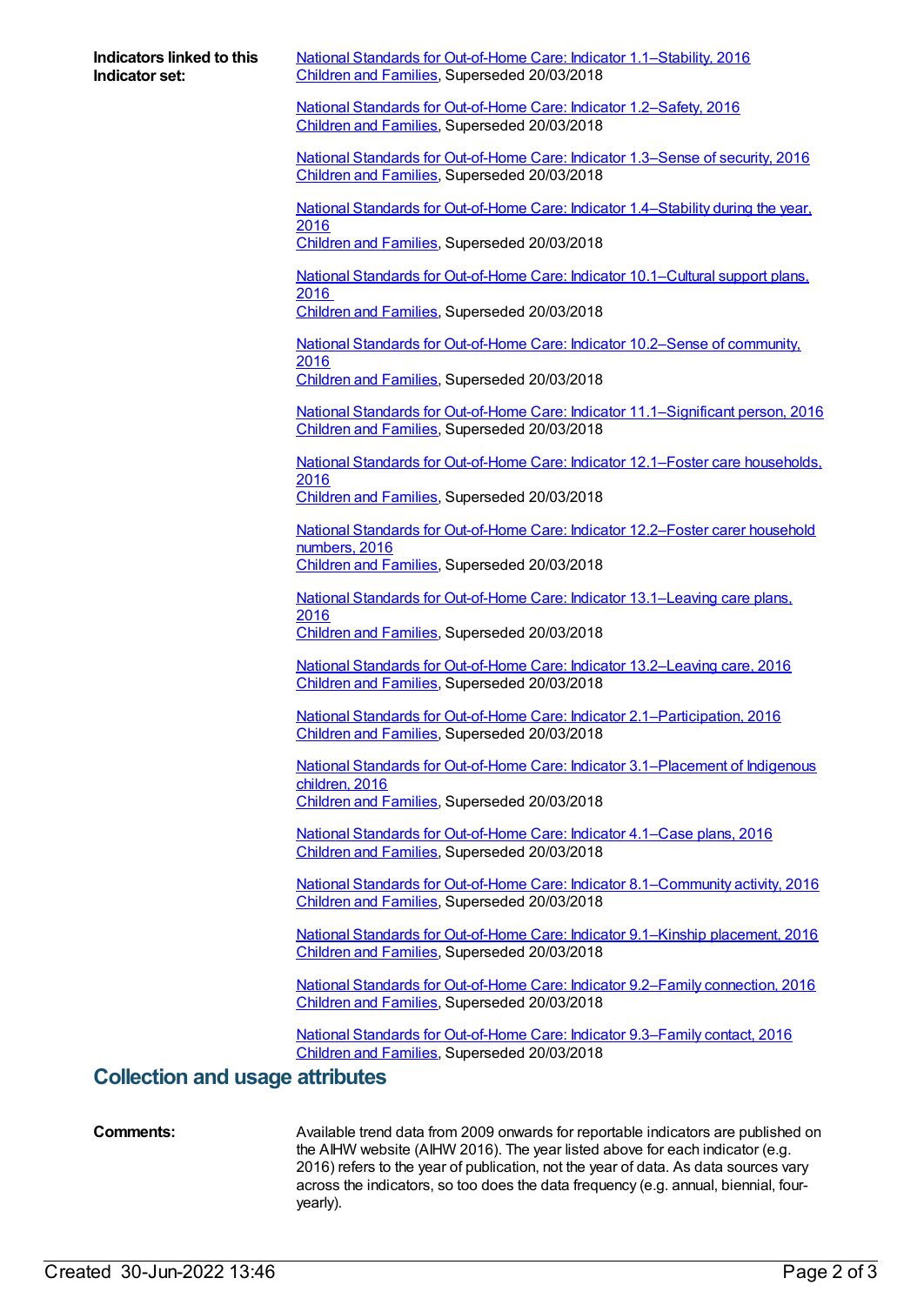**Indicators linked to this Indicator set:**

National Standards for Out-of-Home Care: Indicator 1.1–Stability, 2016
Children and Families, Superseded 20/03/2018

National Standards for Out-of-Home Care: Indicator 1.2–Safety, 2016
Children and Families, Superseded 20/03/2018

National Standards for Out-of-Home Care: Indicator 1.3–Sense of security, 2016
Children and Families, Superseded 20/03/2018

National Standards for Out-of-Home Care: Indicator 1.4–Stability during the year, 2016
Children and Families, Superseded 20/03/2018

National Standards for Out-of-Home Care: Indicator 10.1–Cultural support plans, 2016
Children and Families, Superseded 20/03/2018

National Standards for Out-of-Home Care: Indicator 10.2–Sense of community, 2016
Children and Families, Superseded 20/03/2018

National Standards for Out-of-Home Care: Indicator 11.1–Significant person, 2016
Children and Families, Superseded 20/03/2018

National Standards for Out-of-Home Care: Indicator 12.1–Foster care households, 2016
Children and Families, Superseded 20/03/2018

National Standards for Out-of-Home Care: Indicator 12.2–Foster carer household numbers, 2016
Children and Families, Superseded 20/03/2018

National Standards for Out-of-Home Care: Indicator 13.1–Leaving care plans, 2016
Children and Families, Superseded 20/03/2018

National Standards for Out-of-Home Care: Indicator 13.2–Leaving care, 2016
Children and Families, Superseded 20/03/2018

National Standards for Out-of-Home Care: Indicator 2.1–Participation, 2016
Children and Families, Superseded 20/03/2018

National Standards for Out-of-Home Care: Indicator 3.1–Placement of Indigenous children, 2016
Children and Families, Superseded 20/03/2018

National Standards for Out-of-Home Care: Indicator 4.1–Case plans, 2016
Children and Families, Superseded 20/03/2018

National Standards for Out-of-Home Care: Indicator 8.1–Community activity, 2016
Children and Families, Superseded 20/03/2018

National Standards for Out-of-Home Care: Indicator 9.1–Kinship placement, 2016
Children and Families, Superseded 20/03/2018

National Standards for Out-of-Home Care: Indicator 9.2–Family connection, 2016
Children and Families, Superseded 20/03/2018

National Standards for Out-of-Home Care: Indicator 9.3–Family contact, 2016
Children and Families, Superseded 20/03/2018

## Collection and usage attributes

**Comments:**

Available trend data from 2009 onwards for reportable indicators are published on the AIHW website (AIHW 2016). The year listed above for each indicator (e.g. 2016) refers to the year of publication, not the year of data. As data sources vary across the indicators, so too does the data frequency (e.g. annual, biennial, four-yearly).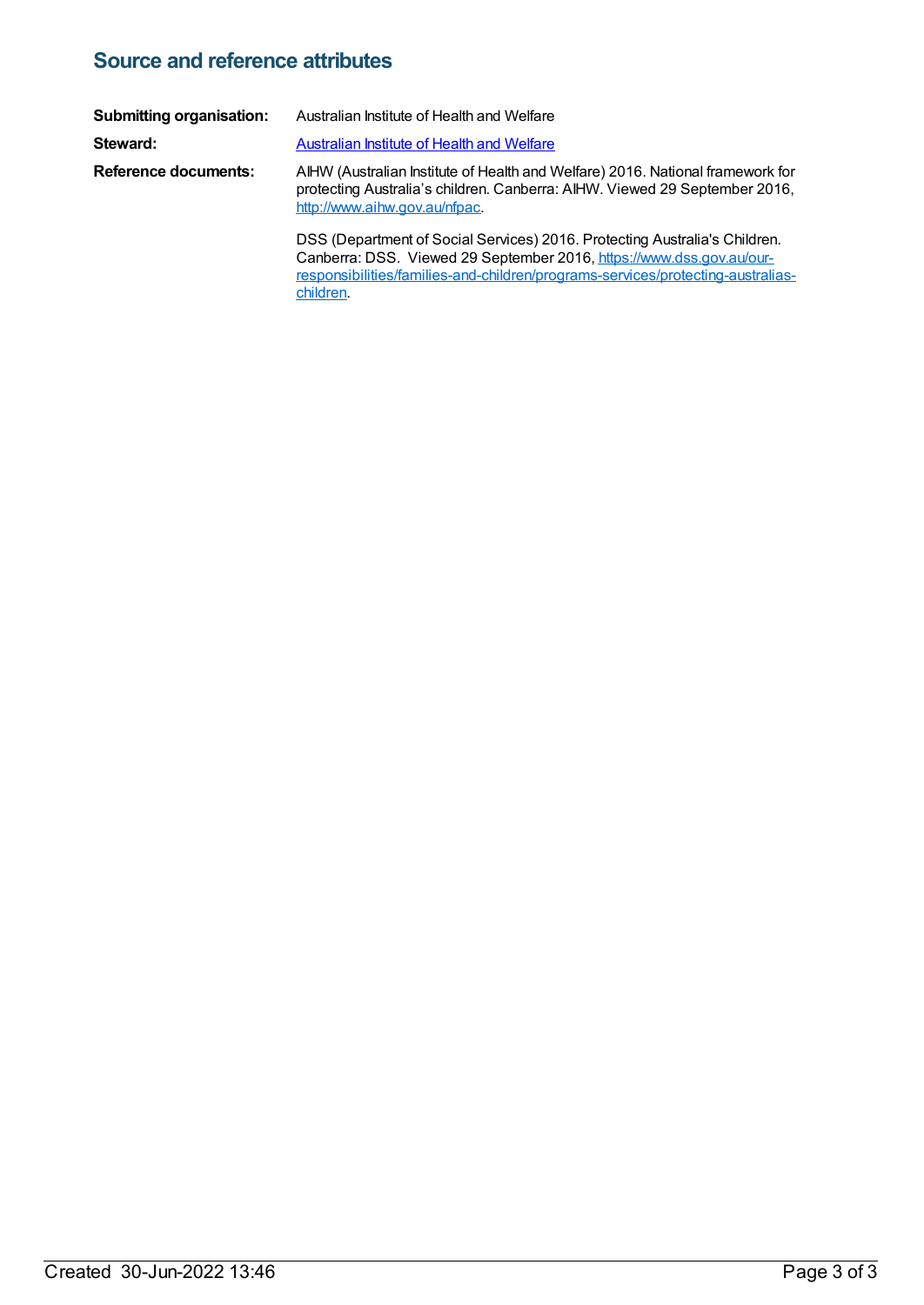## Source and reference attributes

**Submitting organisation:** Australian Institute of Health and Welfare

**Steward:** Australian Institute of Health and Welfare

**Reference documents:** AIHW (Australian Institute of Health and Welfare) 2016. National framework for protecting Australia's children. Canberra: AIHW. Viewed 29 September 2016, http://www.aihw.gov.au/nfpac.

DSS (Department of Social Services) 2016. Protecting Australia's Children. Canberra: DSS. Viewed 29 September 2016, https://www.dss.gov.au/our-responsibilities/families-and-children/programs-services/protecting-australias-children.